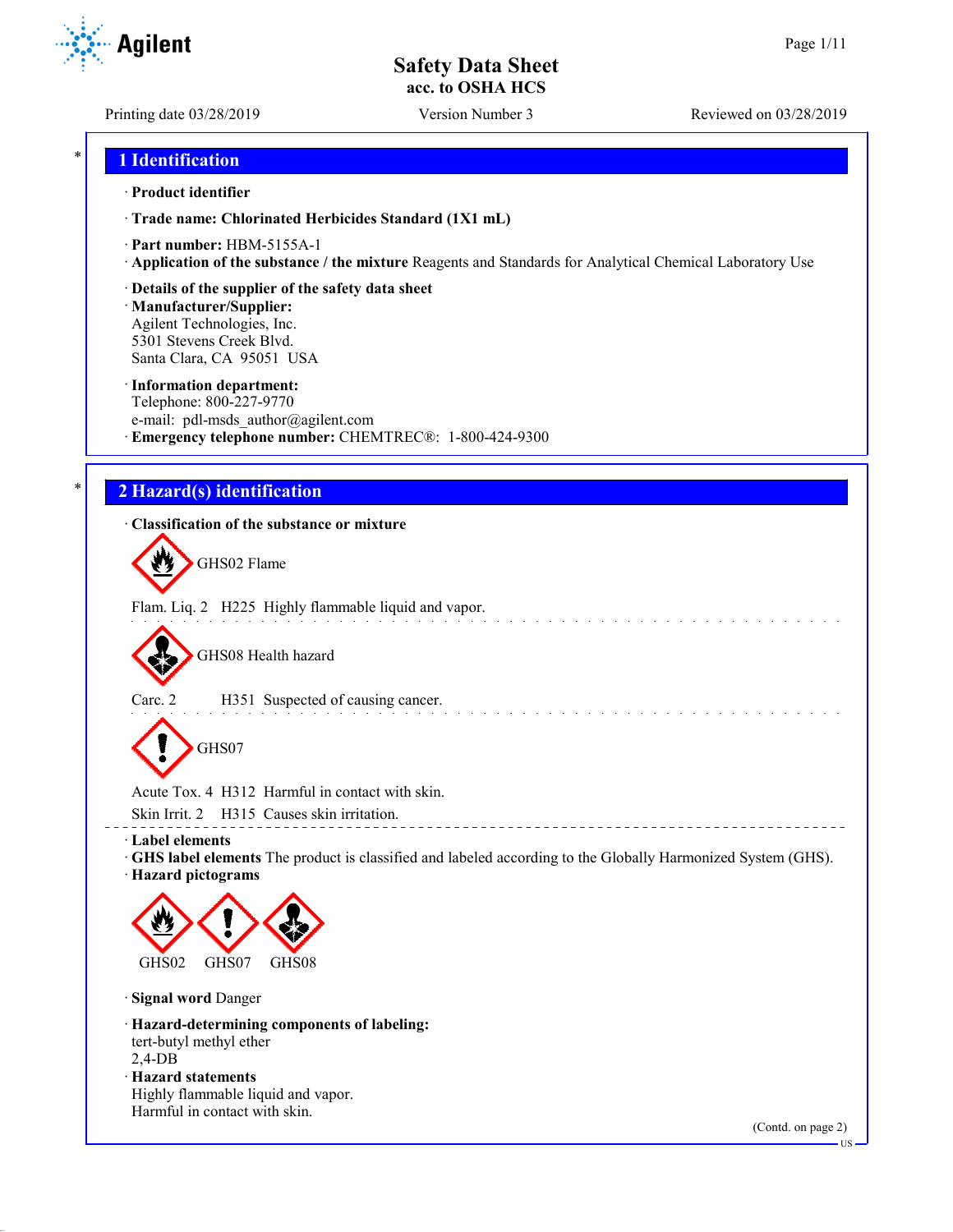# Safety Data Sheet
## acc. to OSHA HCS

Printing date 03/28/2019 Version Number 3 Reviewed on 03/28/2019

## * 1 Identification

· **Product identifier**

· **Trade name: Chlorinated Herbicides Standard (1X1 mL)**

· **Part number:** HBM-5155A-1

· **Application of the substance / the mixture** Reagents and Standards for Analytical Chemical Laboratory Use

· **Details of the supplier of the safety data sheet**

· **Manufacturer/Supplier:**
Agilent Technologies, Inc.
5301 Stevens Creek Blvd.
Santa Clara, CA 95051 USA

· **Information department:**
Telephone: 800-227-9770
e-mail: pdl-msds_author@agilent.com

· **Emergency telephone number:** CHEMTREC®: 1-800-424-9300

## * 2 Hazard(s) identification

· **Classification of the substance or mixture**

GHS02 Flame

Flam. Liq. 2 H225 Highly flammable liquid and vapor.

GHS08 Health hazard

Carc. 2 H351 Suspected of causing cancer.

GHS07

Acute Tox. 4 H312 Harmful in contact with skin.

Skin Irrit. 2 H315 Causes skin irritation.

· **Label elements**

· **GHS label elements** The product is classified and labeled according to the Globally Harmonized System (GHS).

· **Hazard pictograms**

GHS02 GHS07 GHS08

· **Signal word** Danger

· **Hazard-determining components of labeling:**
tert-butyl methyl ether
2,4-DB

· **Hazard statements**
Highly flammable liquid and vapor.
Harmful in contact with skin.

(Contd. on page 2)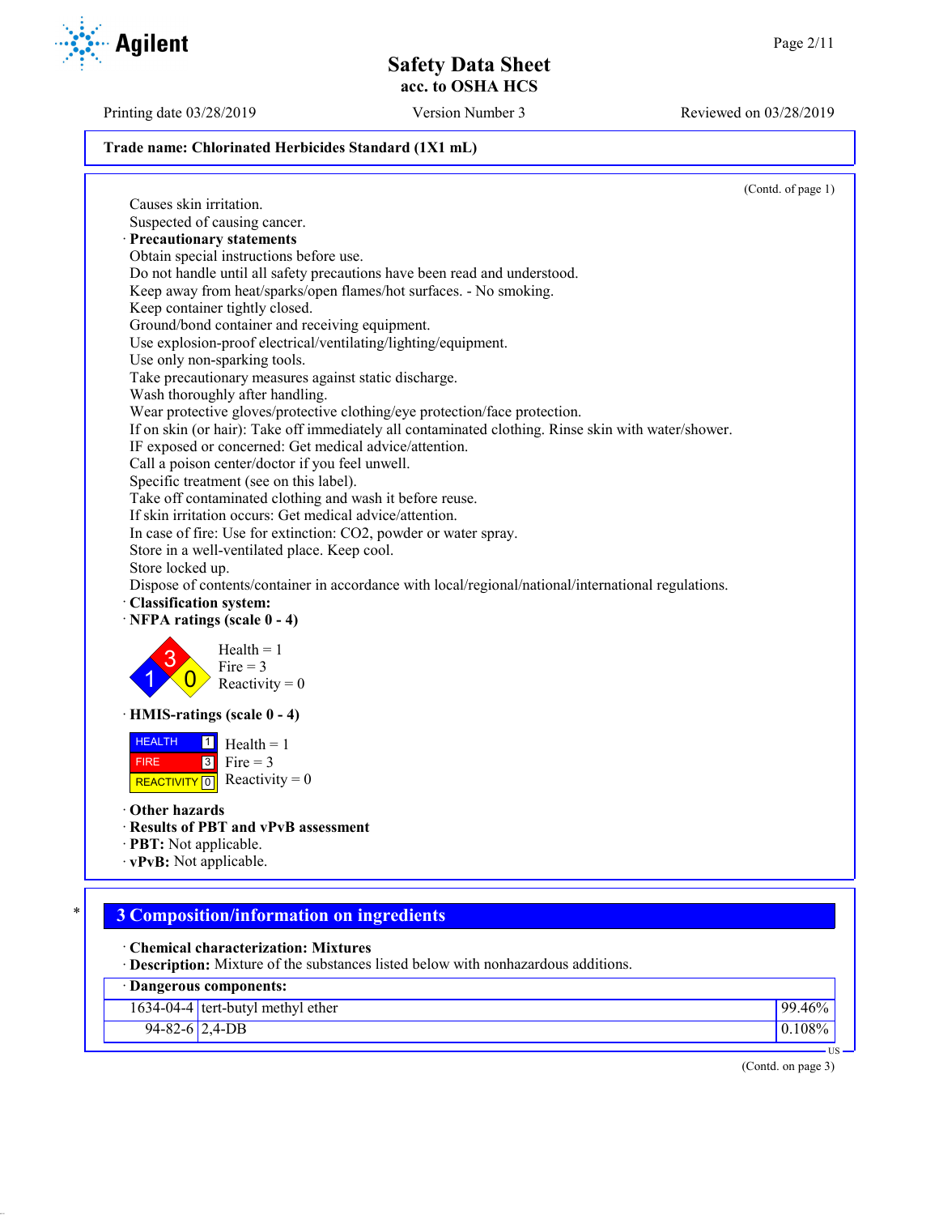(Contd. of page 1)

Causes skin irritation.
Suspected of causing cancer.

· **Precautionary statements**

Obtain special instructions before use.
Do not handle until all safety precautions have been read and understood.
Keep away from heat/sparks/open flames/hot surfaces. - No smoking.
Keep container tightly closed.
Ground/bond container and receiving equipment.
Use explosion-proof electrical/ventilating/lighting/equipment.
Use only non-sparking tools.
Take precautionary measures against static discharge.
Wash thoroughly after handling.
Wear protective gloves/protective clothing/eye protection/face protection.
If on skin (or hair): Take off immediately all contaminated clothing. Rinse skin with water/shower.
IF exposed or concerned: Get medical advice/attention.
Call a poison center/doctor if you feel unwell.
Specific treatment (see on this label).
Take off contaminated clothing and wash it before reuse.
If skin irritation occurs: Get medical advice/attention.
In case of fire: Use for extinction: CO2, powder or water spray.
Store in a well-ventilated place. Keep cool.
Store locked up.
Dispose of contents/container in accordance with local/regional/national/international regulations.

· **Classification system:**

· **NFPA ratings (scale 0 - 4)**

Health = 1
Fire = 3
Reactivity = 0

· **HMIS-ratings (scale 0 - 4)**

| | | |
|---|---|---|
| HEALTH | 1 | Health = 1 |
| FIRE | 3 | Fire = 3 |
| REACTIVITY | 0 | Reactivity = 0 |

· **Other hazards**

· **Results of PBT and vPvB assessment**

· **PBT:** Not applicable.

· **vPvB:** Not applicable.

## 3 Composition/information on ingredients

· **Chemical characterization: Mixtures**

· **Description:** Mixture of the substances listed below with nonhazardous additions.

| · Dangerous components: | | |
|---|---|---|
| 1634-04-4 | tert-butyl methyl ether | 99.46% |
| 94-82-6 | 2,4-DB | 0.108% |

(Contd. on page 3)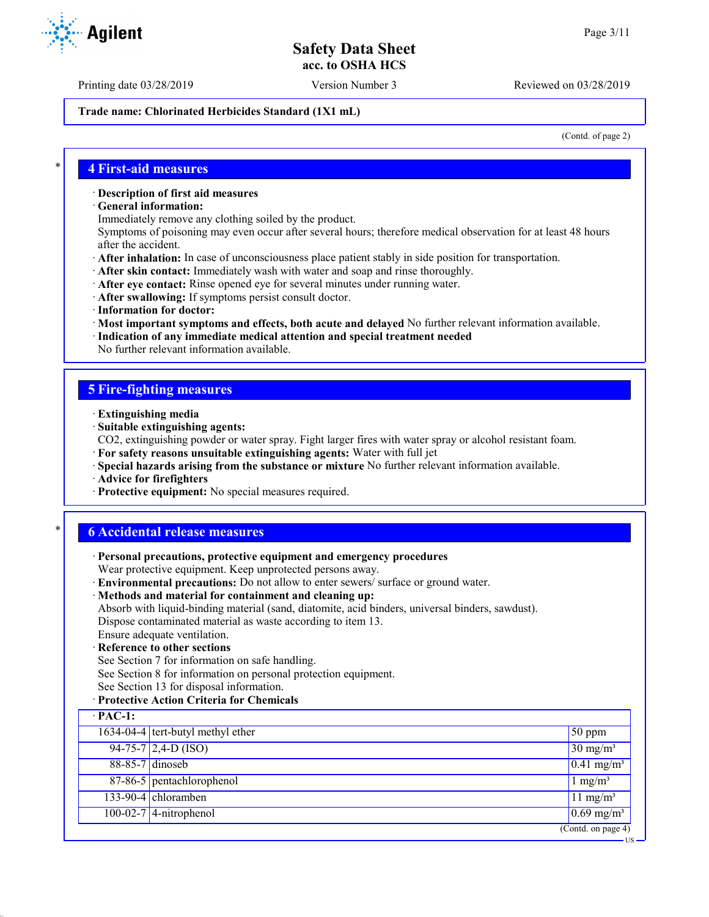(Contd. of page 2)

## 4 First-aid measures

· **Description of first aid measures**

· **General information:**

Immediately remove any clothing soiled by the product.

Symptoms of poisoning may even occur after several hours; therefore medical observation for at least 48 hours after the accident.

· **After inhalation:** In case of unconsciousness place patient stably in side position for transportation.

· **After skin contact:** Immediately wash with water and soap and rinse thoroughly.

· **After eye contact:** Rinse opened eye for several minutes under running water.

· **After swallowing:** If symptoms persist consult doctor.

· **Information for doctor:**

· **Most important symptoms and effects, both acute and delayed** No further relevant information available.

· **Indication of any immediate medical attention and special treatment needed**

No further relevant information available.

## 5 Fire-fighting measures

· **Extinguishing media**

· **Suitable extinguishing agents:**

$CO_2$, extinguishing powder or water spray. Fight larger fires with water spray or alcohol resistant foam.

· **For safety reasons unsuitable extinguishing agents:** Water with full jet

· **Special hazards arising from the substance or mixture** No further relevant information available.

· **Advice for firefighters**

· **Protective equipment:** No special measures required.

## 6 Accidental release measures

· **Personal precautions, protective equipment and emergency procedures**

Wear protective equipment. Keep unprotected persons away.

· **Environmental precautions:** Do not allow to enter sewers/ surface or ground water.

· **Methods and material for containment and cleaning up:**

Absorb with liquid-binding material (sand, diatomite, acid binders, universal binders, sawdust).

Dispose contaminated material as waste according to item 13.

Ensure adequate ventilation.

· **Reference to other sections**

See Section 7 for information on safe handling.

See Section 8 for information on personal protection equipment.

See Section 13 for disposal information.

· **Protective Action Criteria for Chemicals**

| · **PAC-1:** | | |
|---|---|---|
| 1634-04-4 | tert-butyl methyl ether | 50 ppm |
| 94-75-7 | 2,4-D (ISO) | 30 mg/m³ |
| 88-85-7 | dinoseb | 0.41 mg/m³ |
| 87-86-5 | pentachlorophenol | 1 mg/m³ |
| 133-90-4 | chloramben | 11 mg/m³ |
| 100-02-7 | 4-nitrophenol | 0.69 mg/m³ |

(Contd. on page 4)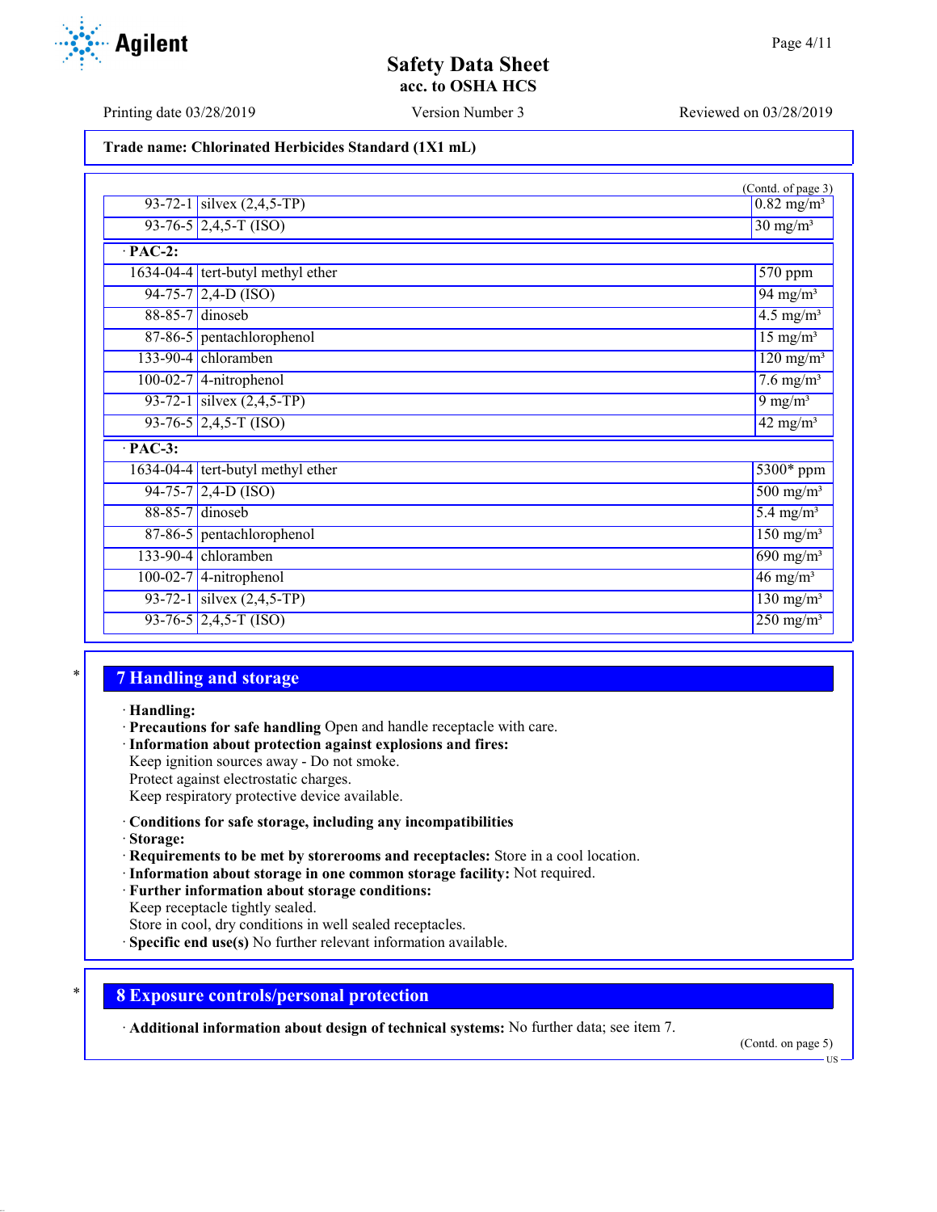Trade name: Chlorinated Herbicides Standard (1X1 mL)

(Contd. of page 3)

| | | |
|---|---|---|
| 93-72-1 | silvex (2,4,5-TP) | 0.82 mg/m³ |
| 93-76-5 | 2,4,5-T (ISO) | 30 mg/m³ |
| **· PAC-2:** | | |
| 1634-04-4 | tert-butyl methyl ether | 570 ppm |
| 94-75-7 | 2,4-D (ISO) | 94 mg/m³ |
| 88-85-7 | dinoseb | 4.5 mg/m³ |
| 87-86-5 | pentachlorophenol | 15 mg/m³ |
| 133-90-4 | chloramben | 120 mg/m³ |
| 100-02-7 | 4-nitrophenol | 7.6 mg/m³ |
| 93-72-1 | silvex (2,4,5-TP) | 9 mg/m³ |
| 93-76-5 | 2,4,5-T (ISO) | 42 mg/m³ |
| **· PAC-3:** | | |
| 1634-04-4 | tert-butyl methyl ether | 5300* ppm |
| 94-75-7 | 2,4-D (ISO) | 500 mg/m³ |
| 88-85-7 | dinoseb | 5.4 mg/m³ |
| 87-86-5 | pentachlorophenol | 150 mg/m³ |
| 133-90-4 | chloramben | 690 mg/m³ |
| 100-02-7 | 4-nitrophenol | 46 mg/m³ |
| 93-72-1 | silvex (2,4,5-TP) | 130 mg/m³ |
| 93-76-5 | 2,4,5-T (ISO) | 250 mg/m³ |

## 7 Handling and storage

· **Handling:**
· **Precautions for safe handling** Open and handle receptacle with care.
· **Information about protection against explosions and fires:**
Keep ignition sources away - Do not smoke.
Protect against electrostatic charges.
Keep respiratory protective device available.

· **Conditions for safe storage, including any incompatibilities**
· **Storage:**
· **Requirements to be met by storerooms and receptacles:** Store in a cool location.
· **Information about storage in one common storage facility:** Not required.
· **Further information about storage conditions:**
Keep receptacle tightly sealed.
Store in cool, dry conditions in well sealed receptacles.
· **Specific end use(s)** No further relevant information available.

## 8 Exposure controls/personal protection

· **Additional information about design of technical systems:** No further data; see item 7.

(Contd. on page 5)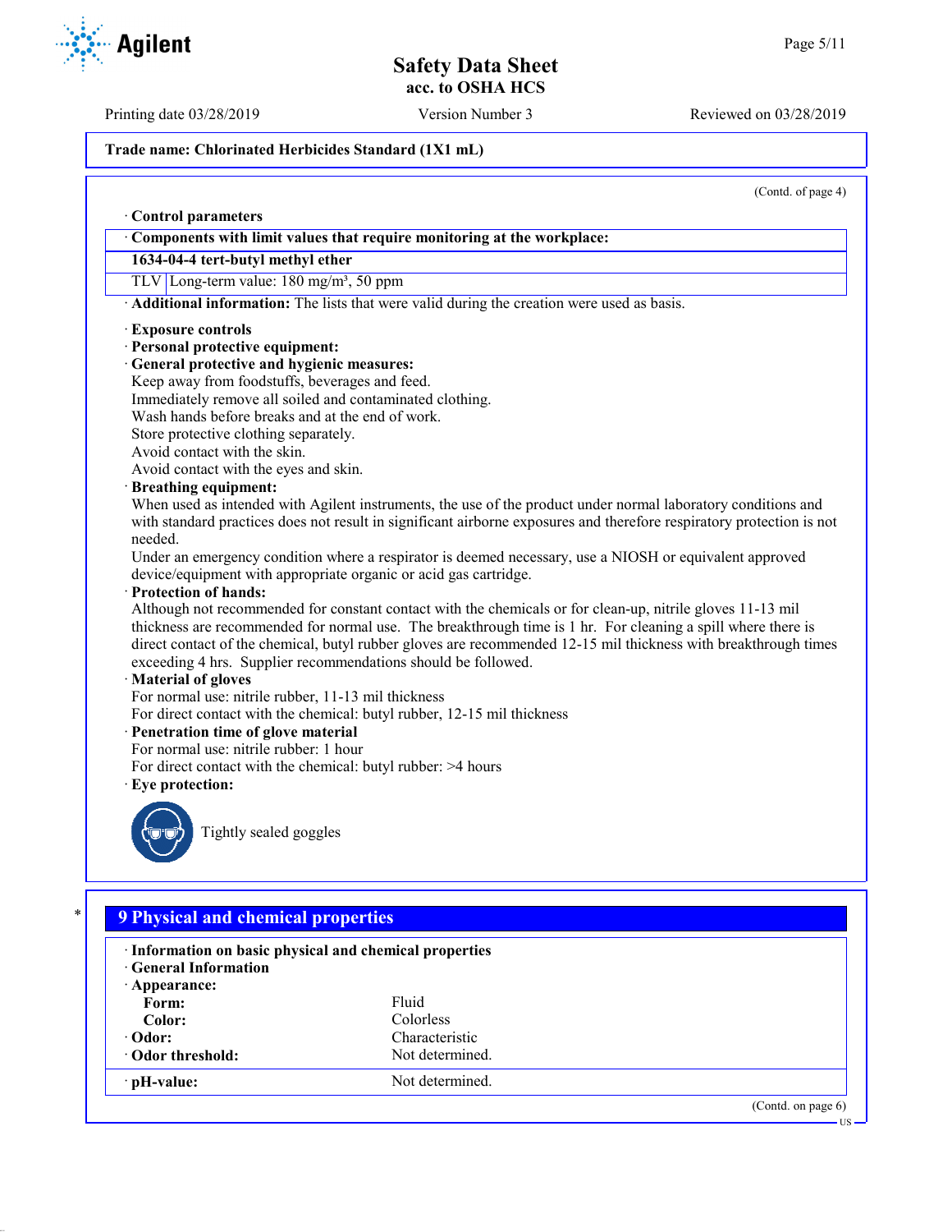Trade name: Chlorinated Herbicides Standard (1X1 mL)

(Contd. of page 4)

· **Control parameters**

| · Components with limit values that require monitoring at the workplace: | |
|---|---|
| **1634-04-4 tert-butyl methyl ether** | |
| TLV | Long-term value: 180 mg/m³, 50 ppm |

· **Additional information:** The lists that were valid during the creation were used as basis.

· **Exposure controls**
· **Personal protective equipment:**
· **General protective and hygienic measures:**
Keep away from foodstuffs, beverages and feed.
Immediately remove all soiled and contaminated clothing.
Wash hands before breaks and at the end of work.
Store protective clothing separately.
Avoid contact with the skin.
Avoid contact with the eyes and skin.

· **Breathing equipment:**
When used as intended with Agilent instruments, the use of the product under normal laboratory conditions and with standard practices does not result in significant airborne exposures and therefore respiratory protection is not needed.
Under an emergency condition where a respirator is deemed necessary, use a NIOSH or equivalent approved device/equipment with appropriate organic or acid gas cartridge.

· **Protection of hands:**
Although not recommended for constant contact with the chemicals or for clean-up, nitrile gloves 11-13 mil thickness are recommended for normal use. The breakthrough time is 1 hr. For cleaning a spill where there is direct contact of the chemical, butyl rubber gloves are recommended 12-15 mil thickness with breakthrough times exceeding 4 hrs. Supplier recommendations should be followed.

· **Material of gloves**
For normal use: nitrile rubber, 11-13 mil thickness
For direct contact with the chemical: butyl rubber, 12-15 mil thickness

· **Penetration time of glove material**
For normal use: nitrile rubber: 1 hour
For direct contact with the chemical: butyl rubber: >4 hours

· **Eye protection:**

Tightly sealed goggles

## 9 Physical and chemical properties

· **Information on basic physical and chemical properties**
· **General Information**

| · **Appearance:** | |
|---|---|
| **Form:** | Fluid |
| **Color:** | Colorless |
| · **Odor:** | Characteristic |
| · **Odor threshold:** | Not determined. |
| · **pH-value:** | Not determined. |

(Contd. on page 6)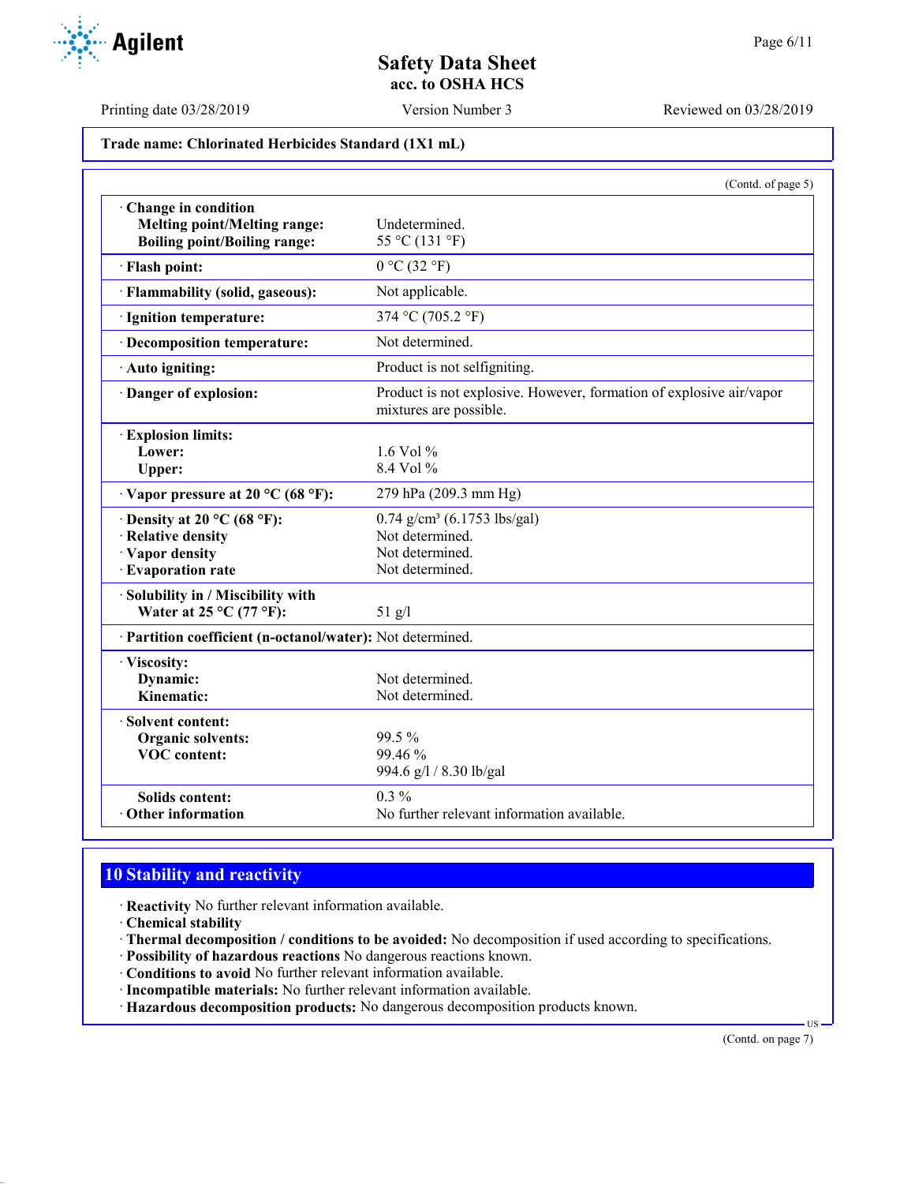**Trade name: Chlorinated Herbicides Standard (1X1 mL)**

(Contd. of page 5)

| | |
|---|---|
| · **Change in condition** | |
| **Melting point/Melting range:** | Undetermined. |
| **Boiling point/Boiling range:** | 55 °C (131 °F) |
| · **Flash point:** | 0 °C (32 °F) |
| · **Flammability (solid, gaseous):** | Not applicable. |
| · **Ignition temperature:** | 374 °C (705.2 °F) |
| · **Decomposition temperature:** | Not determined. |
| · **Auto igniting:** | Product is not selfigniting. |
| · **Danger of explosion:** | Product is not explosive. However, formation of explosive air/vapor mixtures are possible. |
| · **Explosion limits:** | |
| **Lower:** | 1.6 Vol % |
| **Upper:** | 8.4 Vol % |
| · **Vapor pressure at 20 °C (68 °F):** | 279 hPa (209.3 mm Hg) |
| · **Density at 20 °C (68 °F):** | 0.74 g/cm³ (6.1753 lbs/gal) |
| · **Relative density** | Not determined. |
| · **Vapor density** | Not determined. |
| · **Evaporation rate** | Not determined. |
| · **Solubility in / Miscibility with** | |
| **Water at 25 °C (77 °F):** | 51 g/l |
| · **Partition coefficient (n-octanol/water):** | Not determined. |
| · **Viscosity:** | |
| **Dynamic:** | Not determined. |
| **Kinematic:** | Not determined. |
| · **Solvent content:** | |
| **Organic solvents:** | 99.5 % |
| **VOC content:** | 99.46 % |
| | 994.6 g/l / 8.30 lb/gal |
| **Solids content:** | 0.3 % |
| · **Other information** | No further relevant information available. |

## 10 Stability and reactivity

· **Reactivity** No further relevant information available.
· **Chemical stability**
· **Thermal decomposition / conditions to be avoided:** No decomposition if used according to specifications.
· **Possibility of hazardous reactions** No dangerous reactions known.
· **Conditions to avoid** No further relevant information available.
· **Incompatible materials:** No further relevant information available.
· **Hazardous decomposition products:** No dangerous decomposition products known.

(Contd. on page 7)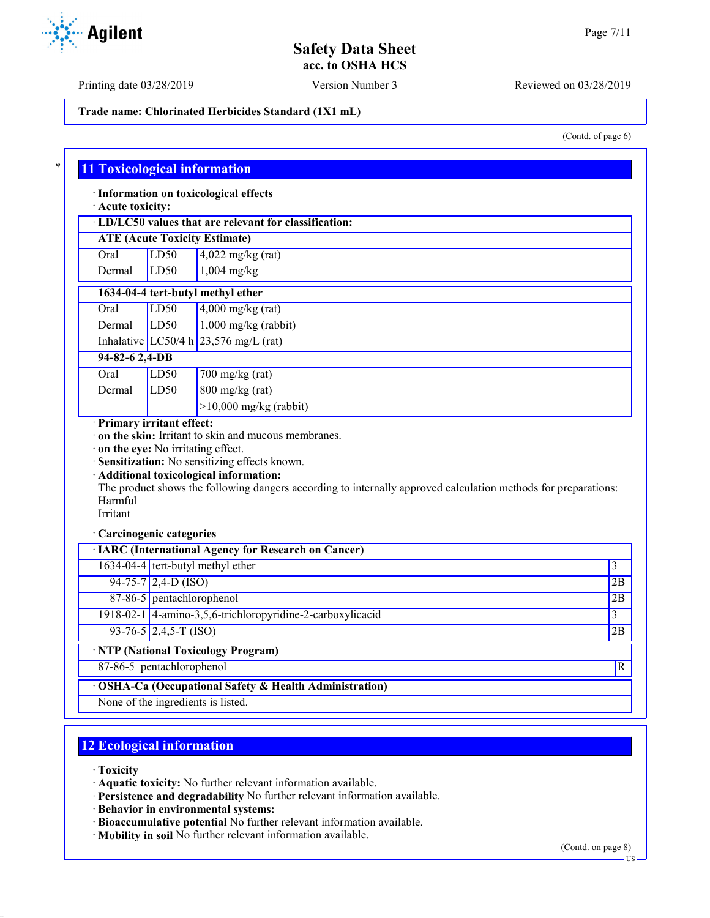Trade name: Chlorinated Herbicides Standard (1X1 mL)

(Contd. of page 6)

## 11 Toxicological information

· **Information on toxicological effects**
· **Acute toxicity:**

| · LD/LC50 values that are relevant for classification: | | |
|---|---|---|
| **ATE (Acute Toxicity Estimate)** | | |
| Oral | LD50 | 4,022 mg/kg (rat) |
| Dermal | LD50 | 1,004 mg/kg |
| **1634-04-4 tert-butyl methyl ether** | | |
| Oral | LD50 | 4,000 mg/kg (rat) |
| Dermal | LD50 | 1,000 mg/kg (rabbit) |
| Inhalative | LC50/4 h | 23,576 mg/L (rat) |
| **94-82-6 2,4-DB** | | |
| Oral | LD50 | 700 mg/kg (rat) |
| Dermal | LD50 | 800 mg/kg (rat) |
| | | >10,000 mg/kg (rabbit) |

· **Primary irritant effect:**
· **on the skin:** Irritant to skin and mucous membranes.
· **on the eye:** No irritating effect.
· **Sensitization:** No sensitizing effects known.
· **Additional toxicological information:**
The product shows the following dangers according to internally approved calculation methods for preparations:
Harmful
Irritant

· **Carcinogenic categories**

| · IARC (International Agency for Research on Cancer) | | |
|---|---|---|
| 1634-04-4 | tert-butyl methyl ether | 3 |
| 94-75-7 | 2,4-D (ISO) | 2B |
| 87-86-5 | pentachlorophenol | 2B |
| 1918-02-1 | 4-amino-3,5,6-trichloropyridine-2-carboxylicacid | 3 |
| 93-76-5 | 2,4,5-T (ISO) | 2B |

| · NTP (National Toxicology Program) | | |
|---|---|---|
| 87-86-5 | pentachlorophenol | R |

| · OSHA-Ca (Occupational Safety & Health Administration) |
|---|
| None of the ingredients is listed. |

## 12 Ecological information

· **Toxicity**
· **Aquatic toxicity:** No further relevant information available.
· **Persistence and degradability** No further relevant information available.
· **Behavior in environmental systems:**
· **Bioaccumulative potential** No further relevant information available.
· **Mobility in soil** No further relevant information available.

(Contd. on page 8)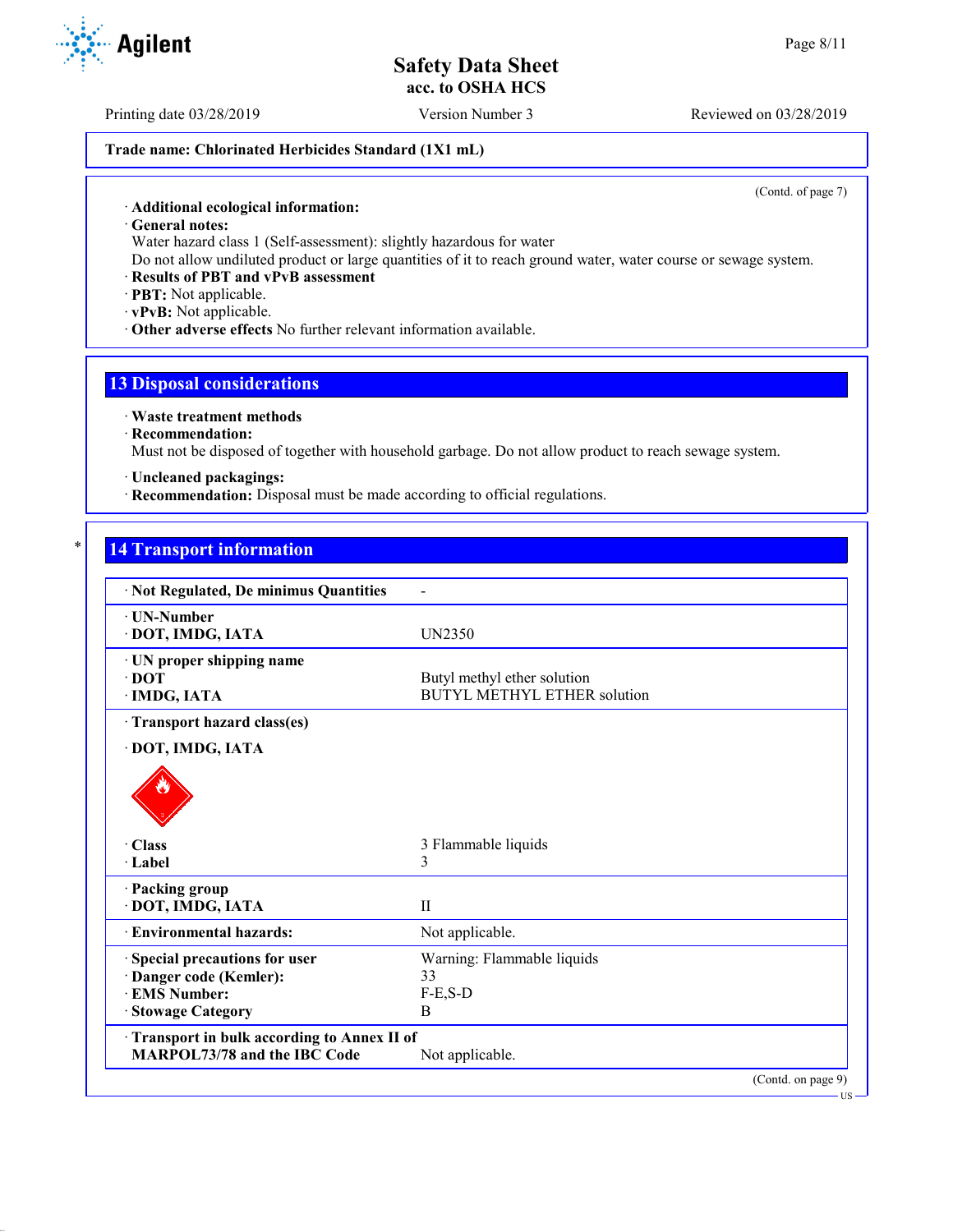Trade name: Chlorinated Herbicides Standard (1X1 mL)

(Contd. of page 7)

· **Additional ecological information:**
· **General notes:**
Water hazard class 1 (Self-assessment): slightly hazardous for water
Do not allow undiluted product or large quantities of it to reach ground water, water course or sewage system.
· **Results of PBT and vPvB assessment**
· **PBT:** Not applicable.
· **vPvB:** Not applicable.
· **Other adverse effects** No further relevant information available.

## 13 Disposal considerations

· **Waste treatment methods**
· **Recommendation:**
Must not be disposed of together with household garbage. Do not allow product to reach sewage system.

· **Uncleaned packagings:**
· **Recommendation:** Disposal must be made according to official regulations.

## 14 Transport information

| | |
|---|---|
| · **Not Regulated, De minimus Quantities** | - |
| · **UN-Number**<br>· **DOT, IMDG, IATA** | UN2350 |
| · **UN proper shipping name**<br>· **DOT**<br>· **IMDG, IATA** | <br>Butyl methyl ether solution<br>BUTYL METHYL ETHER solution |
| · **Transport hazard class(es)**<br>· **DOT, IMDG, IATA**<br>· **Class**<br>· **Label** | <br><br>3 Flammable liquids<br>3 |
| · **Packing group**<br>· **DOT, IMDG, IATA** | <br>II |
| · **Environmental hazards:** | Not applicable. |
| · **Special precautions for user**<br>· **Danger code (Kemler):**<br>· **EMS Number:**<br>· **Stowage Category** | Warning: Flammable liquids<br>33<br>F-E,S-D<br>B |
| · **Transport in bulk according to Annex II of MARPOL73/78 and the IBC Code** | Not applicable. |

(Contd. on page 9)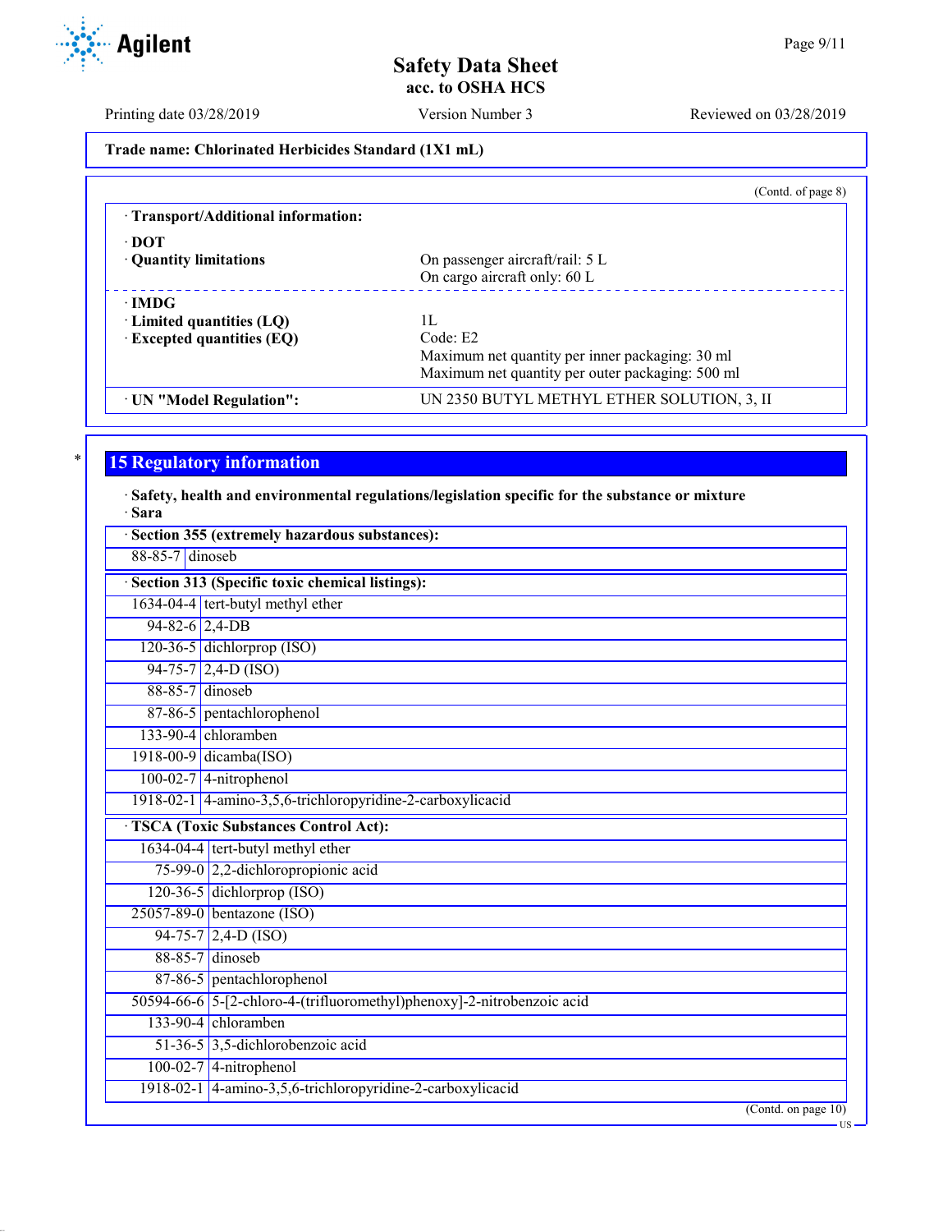**Trade name: Chlorinated Herbicides Standard (1X1 mL)**

(Contd. of page 8)

· **Transport/Additional information:**

· **DOT**
· **Quantity limitations** — On passenger aircraft/rail: 5 L; On cargo aircraft only: 60 L

· **IMDG**
· **Limited quantities (LQ)** — 1L
· **Excepted quantities (EQ)** — Code: E2; Maximum net quantity per inner packaging: 30 ml; Maximum net quantity per outer packaging: 500 ml

· **UN "Model Regulation":** UN 2350 BUTYL METHYL ETHER SOLUTION, 3, II

## 15 Regulatory information

· **Safety, health and environmental regulations/legislation specific for the substance or mixture**
· **Sara**

· **Section 355 (extremely hazardous substances):**

| | |
|---|---|
| 88-85-7 | dinoseb |

· **Section 313 (Specific toxic chemical listings):**

| | |
|---|---|
| 1634-04-4 | tert-butyl methyl ether |
| 94-82-6 | 2,4-DB |
| 120-36-5 | dichlorprop (ISO) |
| 94-75-7 | 2,4-D (ISO) |
| 88-85-7 | dinoseb |
| 87-86-5 | pentachlorophenol |
| 133-90-4 | chloramben |
| 1918-00-9 | dicamba(ISO) |
| 100-02-7 | 4-nitrophenol |
| 1918-02-1 | 4-amino-3,5,6-trichloropyridine-2-carboxylicacid |

· **TSCA (Toxic Substances Control Act):**

| | |
|---|---|
| 1634-04-4 | tert-butyl methyl ether |
| 75-99-0 | 2,2-dichloropropionic acid |
| 120-36-5 | dichlorprop (ISO) |
| 25057-89-0 | bentazone (ISO) |
| 94-75-7 | 2,4-D (ISO) |
| 88-85-7 | dinoseb |
| 87-86-5 | pentachlorophenol |
| 50594-66-6 | 5-[2-chloro-4-(trifluoromethyl)phenoxy]-2-nitrobenzoic acid |
| 133-90-4 | chloramben |
| 51-36-5 | 3,5-dichlorobenzoic acid |
| 100-02-7 | 4-nitrophenol |
| 1918-02-1 | 4-amino-3,5,6-trichloropyridine-2-carboxylicacid |

(Contd. on page 10)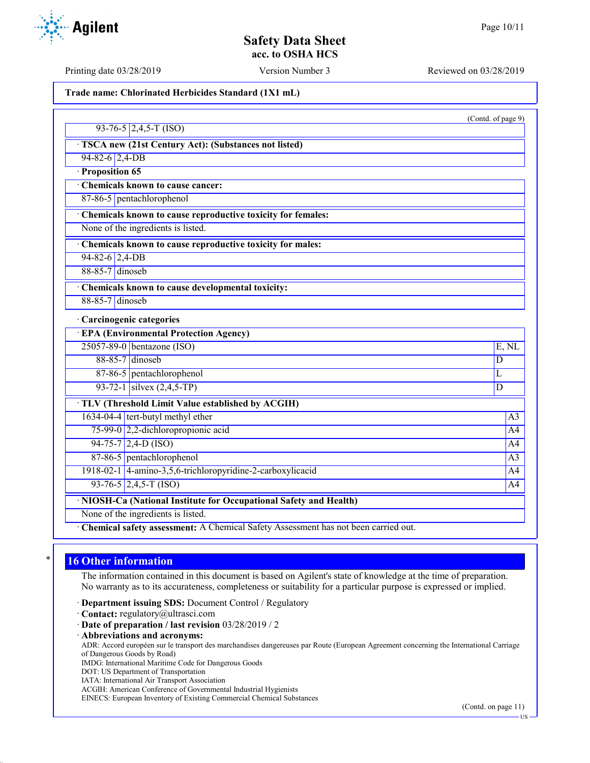Trade name: Chlorinated Herbicides Standard (1X1 mL)

(Contd. of page 9)

| | |
|---|---|
| 93-76-5 | 2,4,5-T (ISO) |

**· TSCA new (21st Century Act): (Substances not listed)**

| | |
|---|---|
| 94-82-6 | 2,4-DB |

**· Proposition 65**

**· Chemicals known to cause cancer:**

| | |
|---|---|
| 87-86-5 | pentachlorophenol |

**· Chemicals known to cause reproductive toxicity for females:**

None of the ingredients is listed.

**· Chemicals known to cause reproductive toxicity for males:**

| | |
|---|---|
| 94-82-6 | 2,4-DB |
| 88-85-7 | dinoseb |

**· Chemicals known to cause developmental toxicity:**

| | |
|---|---|
| 88-85-7 | dinoseb |

**· Carcinogenic categories**

**· EPA (Environmental Protection Agency)**

| | | |
|---|---|---|
| 25057-89-0 | bentazone (ISO) | E, NL |
| 88-85-7 | dinoseb | D |
| 87-86-5 | pentachlorophenol | L |
| 93-72-1 | silvex (2,4,5-TP) | D |

**· TLV (Threshold Limit Value established by ACGIH)**

| | | |
|---|---|---|
| 1634-04-4 | tert-butyl methyl ether | A3 |
| 75-99-0 | 2,2-dichloropropionic acid | A4 |
| 94-75-7 | 2,4-D (ISO) | A4 |
| 87-86-5 | pentachlorophenol | A3 |
| 1918-02-1 | 4-amino-3,5,6-trichloropyridine-2-carboxylicacid | A4 |
| 93-76-5 | 2,4,5-T (ISO) | A4 |

**· NIOSH-Ca (National Institute for Occupational Safety and Health)**

None of the ingredients is listed.

· **Chemical safety assessment:** A Chemical Safety Assessment has not been carried out.

## 16 Other information

The information contained in this document is based on Agilent's state of knowledge at the time of preparation. No warranty as to its accurateness, completeness or suitability for a particular purpose is expressed or implied.

· **Department issuing SDS:** Document Control / Regulatory
· **Contact:** regulatory@ultrasci.com
· **Date of preparation / last revision** 03/28/2019 / 2
· **Abbreviations and acronyms:**
ADR: Accord européen sur le transport des marchandises dangereuses par Route (European Agreement concerning the International Carriage of Dangerous Goods by Road)
IMDG: International Maritime Code for Dangerous Goods
DOT: US Department of Transportation
IATA: International Air Transport Association
ACGIH: American Conference of Governmental Industrial Hygienists
EINECS: European Inventory of Existing Commercial Chemical Substances

(Contd. on page 11)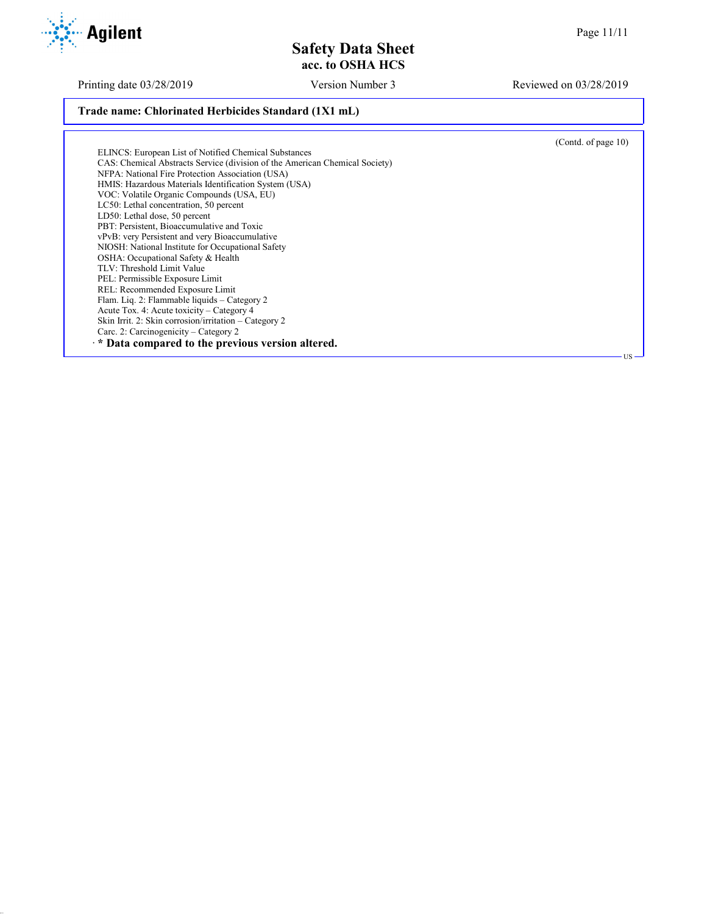(Contd. of page 10)

ELINCS: European List of Notified Chemical Substances
CAS: Chemical Abstracts Service (division of the American Chemical Society)
NFPA: National Fire Protection Association (USA)
HMIS: Hazardous Materials Identification System (USA)
VOC: Volatile Organic Compounds (USA, EU)
LC50: Lethal concentration, 50 percent
LD50: Lethal dose, 50 percent
PBT: Persistent, Bioaccumulative and Toxic
vPvB: very Persistent and very Bioaccumulative
NIOSH: National Institute for Occupational Safety
OSHA: Occupational Safety & Health
TLV: Threshold Limit Value
PEL: Permissible Exposure Limit
REL: Recommended Exposure Limit
Flam. Liq. 2: Flammable liquids – Category 2
Acute Tox. 4: Acute toxicity – Category 4
Skin Irrit. 2: Skin corrosion/irritation – Category 2
Carc. 2: Carcinogenicity – Category 2

· **\* Data compared to the previous version altered.**